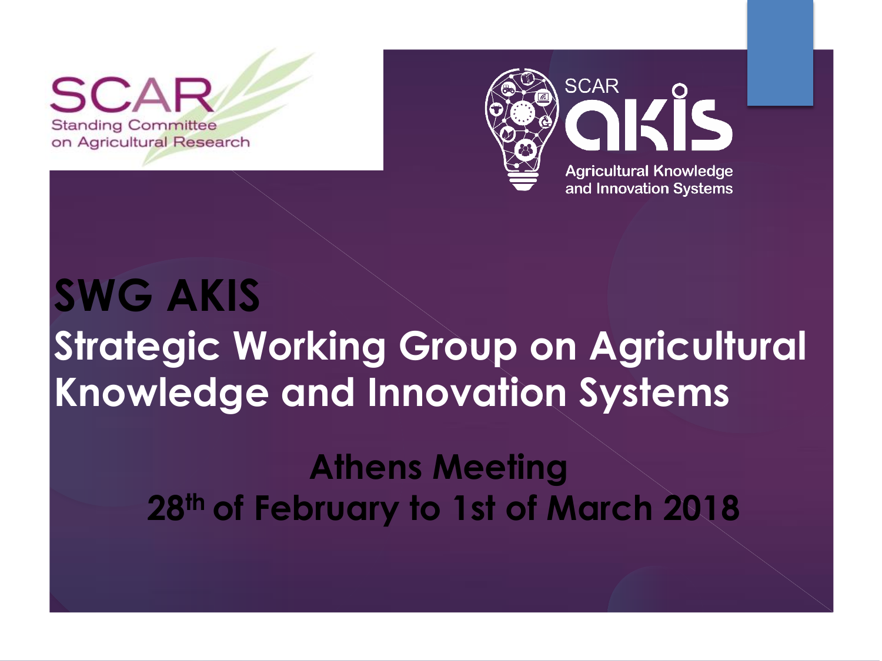SCAR
Standing Committee on Agricultural Research

SCAR akis
Agricultural Knowledge and Innovation Systems

# SWG AKIS

## Strategic Working Group on Agricultural Knowledge and Innovation Systems

### Athens Meeting

### 28th of February to 1st of March 2018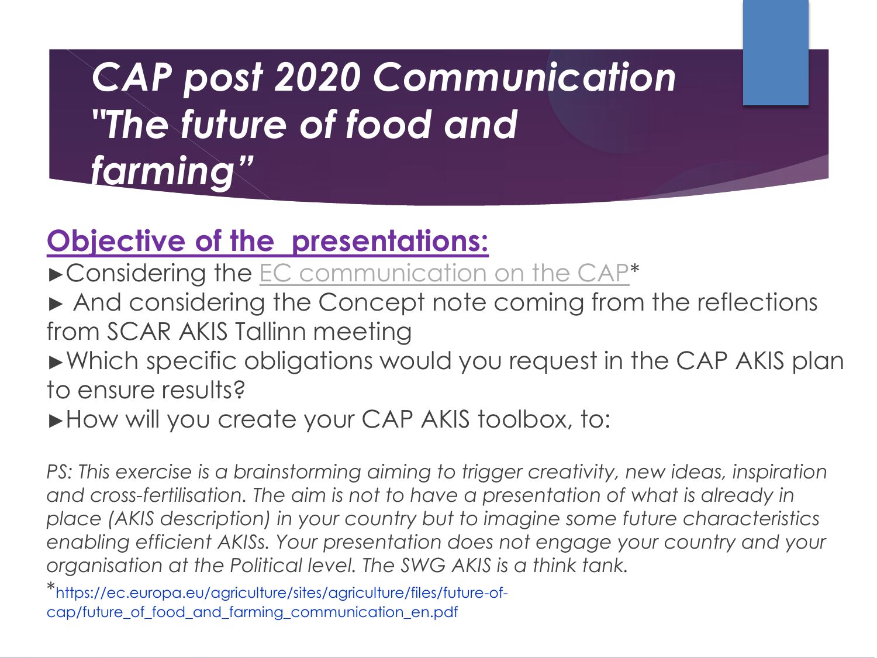# *CAP post 2020 Communication "The future of food and farming"*

## Objective of the presentations:

- ►Considering the EC communication on the CAP*
- ► And considering the Concept note coming from the reflections from SCAR AKIS Tallinn meeting
- ►Which specific obligations would you request in the CAP AKIS plan to ensure results?
- ►How will you create your CAP AKIS toolbox, to:

*PS: This exercise is a brainstorming aiming to trigger creativity, new ideas, inspiration and cross-fertilisation. The aim is not to have a presentation of what is already in place (AKIS description) in your country but to imagine some future characteristics enabling efficient AKISs. Your presentation does not engage your country and your organisation at the Political level. The SWG AKIS is a think tank.*

*https://ec.europa.eu/agriculture/sites/agriculture/files/future-of-cap/future_of_food_and_farming_communication_en.pdf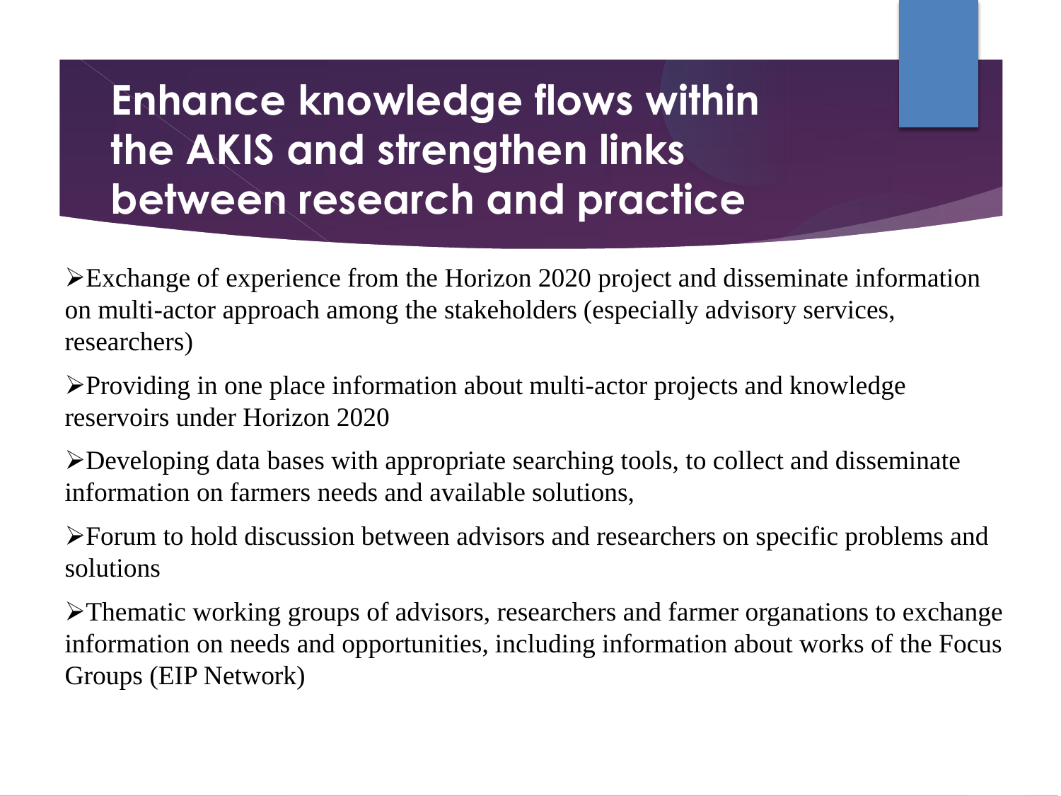# Enhance knowledge flows within the AKIS and strengthen links between research and practice

- Exchange of experience from the Horizon 2020 project and disseminate information on multi-actor approach among the stakeholders (especially advisory services, researchers)
- Providing in one place information about multi-actor projects and knowledge reservoirs under Horizon 2020
- Developing data bases with appropriate searching tools, to collect and disseminate information on farmers needs and available solutions,
- Forum to hold discussion between advisors and researchers on specific problems and solutions
- Thematic working groups of advisors, researchers and farmer organations to exchange information on needs and opportunities, including information about works of the Focus Groups (EIP Network)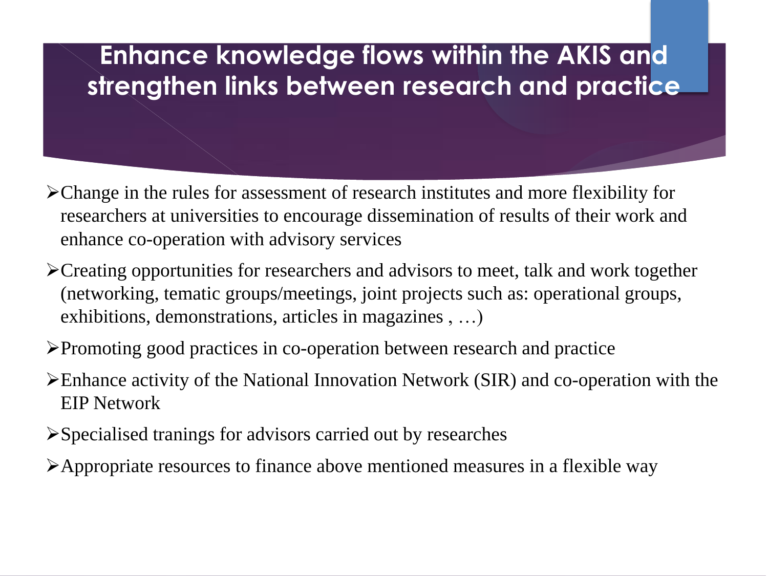# Enhance knowledge flows within the AKIS and strengthen links between research and practice

- Change in the rules for assessment of research institutes and more flexibility for researchers at universities to encourage dissemination of results of their work and enhance co-operation with advisory services
- Creating opportunities for researchers and advisors to meet, talk and work together (networking, tematic groups/meetings, joint projects such as: operational groups, exhibitions, demonstrations, articles in magazines , …)
- Promoting good practices in co-operation between research and practice
- Enhance activity of the National Innovation Network (SIR) and co-operation with the EIP Network
- Specialised tranings for advisors carried out by researches
- Appropriate resources to finance above mentioned measures in a flexible way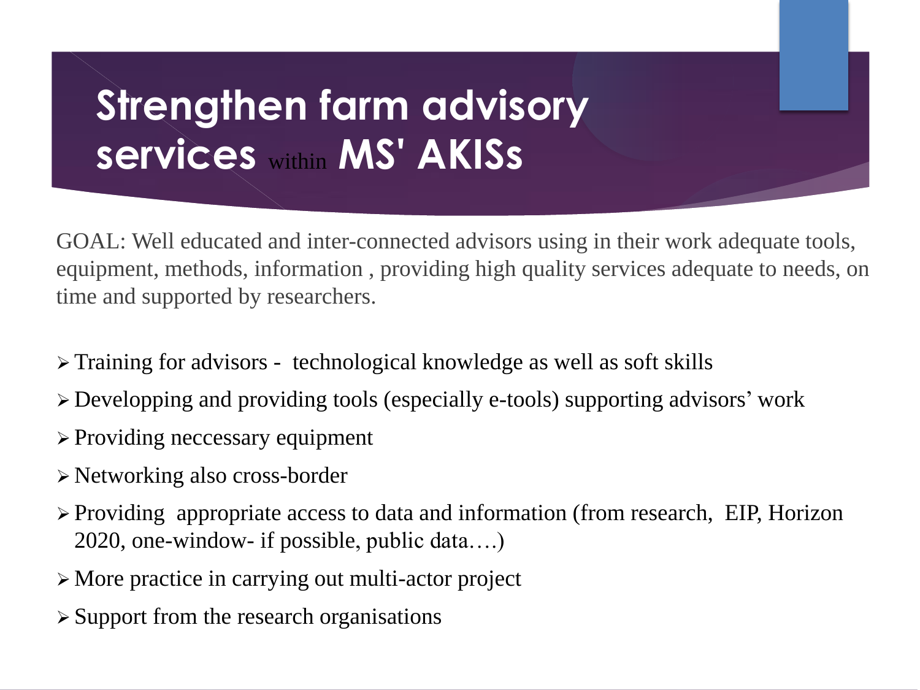# Strengthen farm advisory services within MS' AKISs

GOAL: Well educated and inter-connected advisors using in their work adequate tools, equipment, methods, information , providing high quality services adequate to needs, on time and supported by researchers.

- Training for advisors - technological knowledge as well as soft skills
- Developping and providing tools (especially e-tools) supporting advisors' work
- Providing neccessary equipment
- Networking also cross-border
- Providing appropriate access to data and information (from research, EIP, Horizon 2020, one-window- if possible, public data….)
- More practice in carrying out multi-actor project
- Support from the research organisations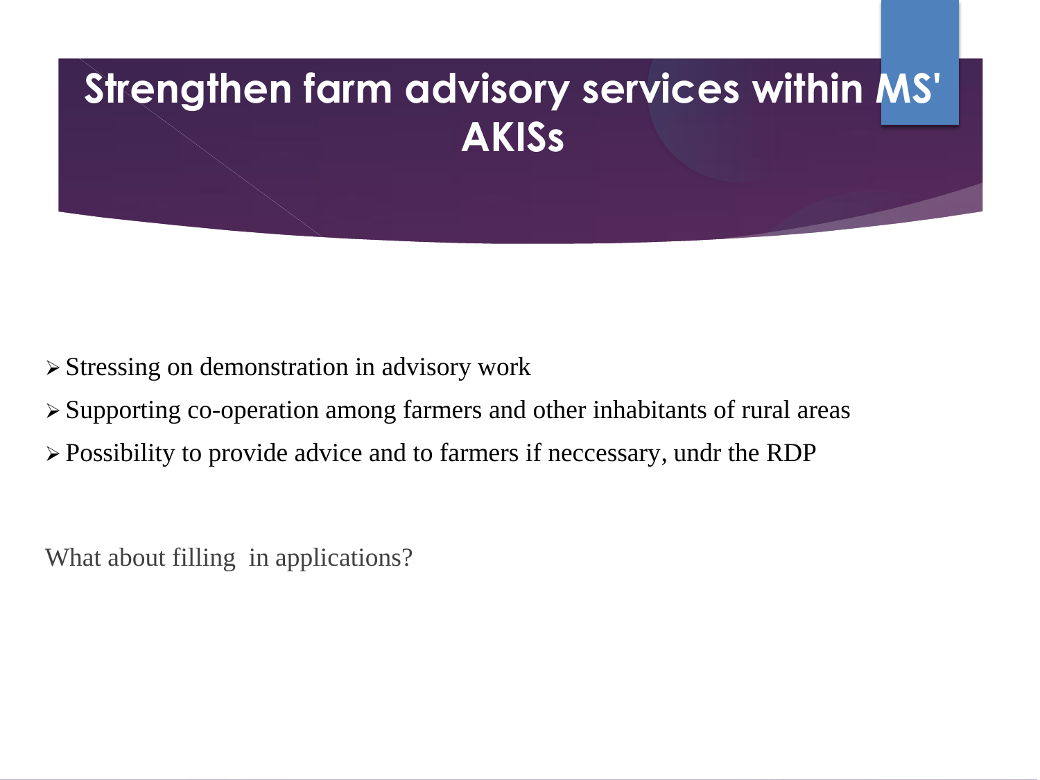# Strengthen farm advisory services within MS' AKISs

- Stressing on demonstration in advisory work
- Supporting co-operation among farmers and other inhabitants of rural areas
- Possibility to provide advice and to farmers if neccessary, undr the RDP

What about filling  in applications?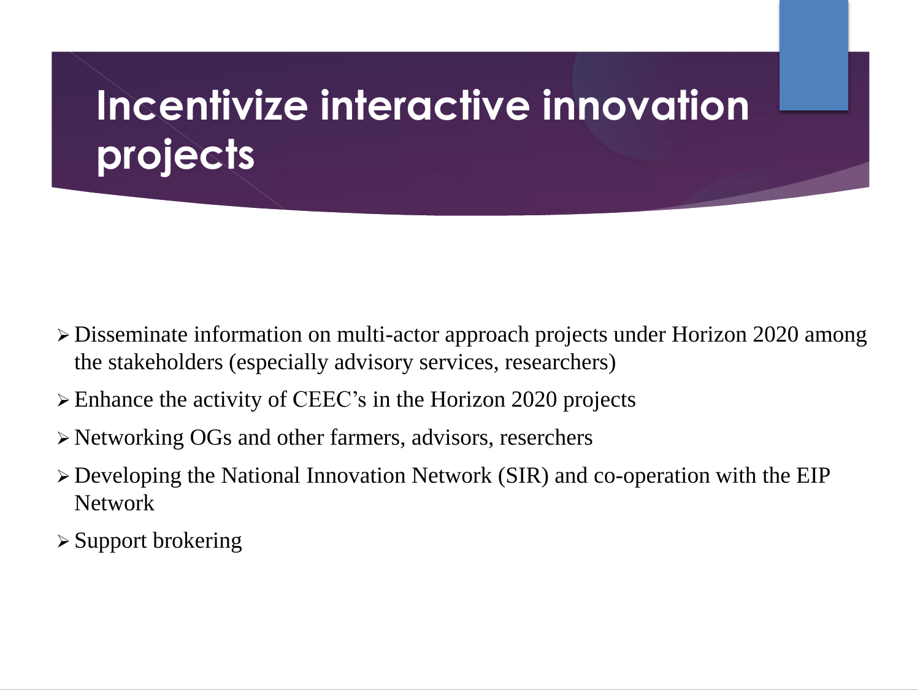# Incentivize interactive innovation projects

- Disseminate information on multi-actor approach projects under Horizon 2020 among the stakeholders (especially advisory services, researchers)
- Enhance the activity of CEEC's in the Horizon 2020 projects
- Networking OGs and other farmers, advisors, reserchers
- Developing the National Innovation Network (SIR) and co-operation with the EIP Network
- Support brokering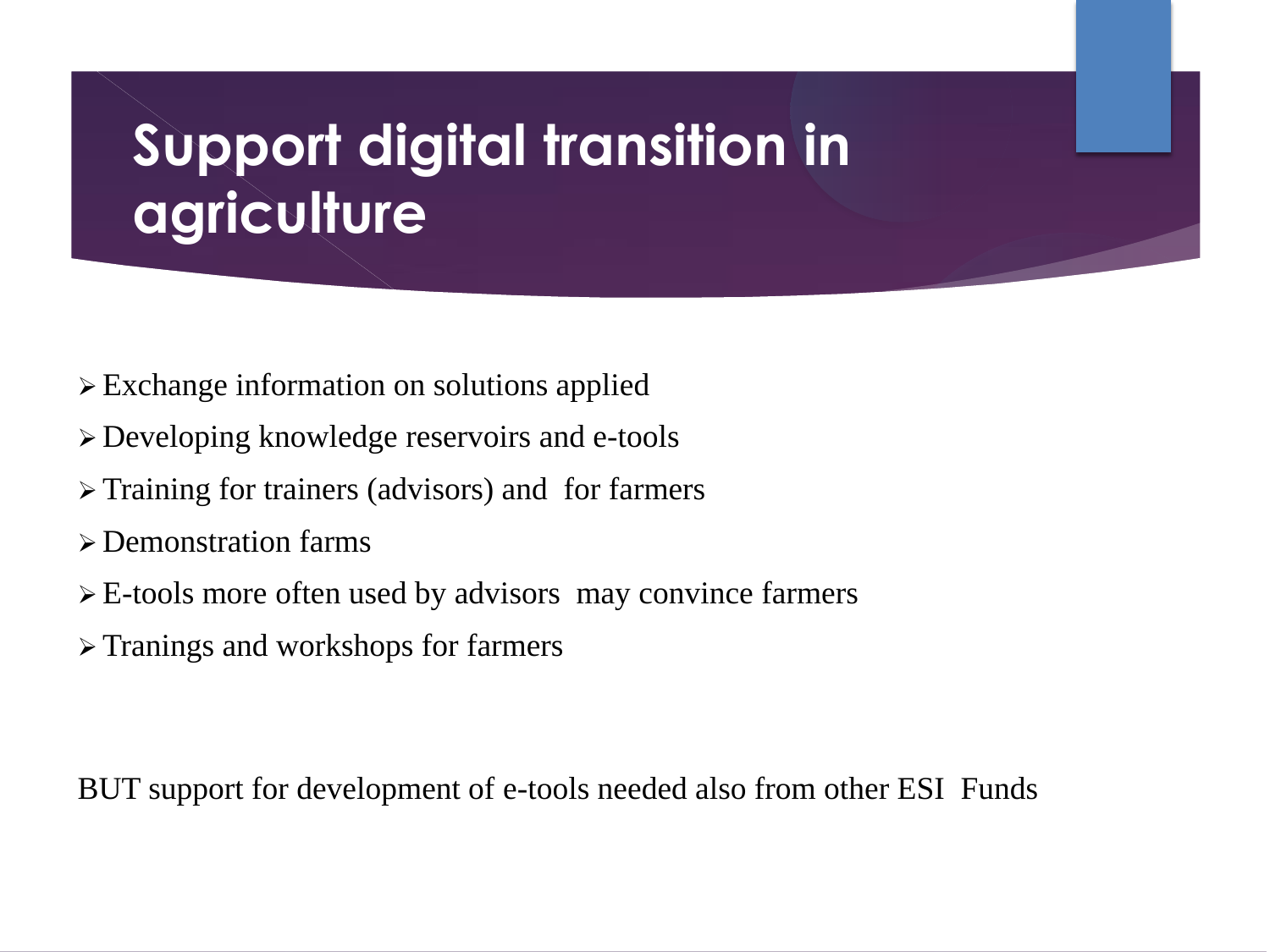# Support digital transition in agriculture

- Exchange information on solutions applied
- Developing knowledge reservoirs and e-tools
- Training for trainers (advisors) and  for farmers
- Demonstration farms
- E-tools more often used by advisors  may convince farmers
- Tranings and workshops for farmers

BUT support for development of e-tools needed also from other ESI  Funds